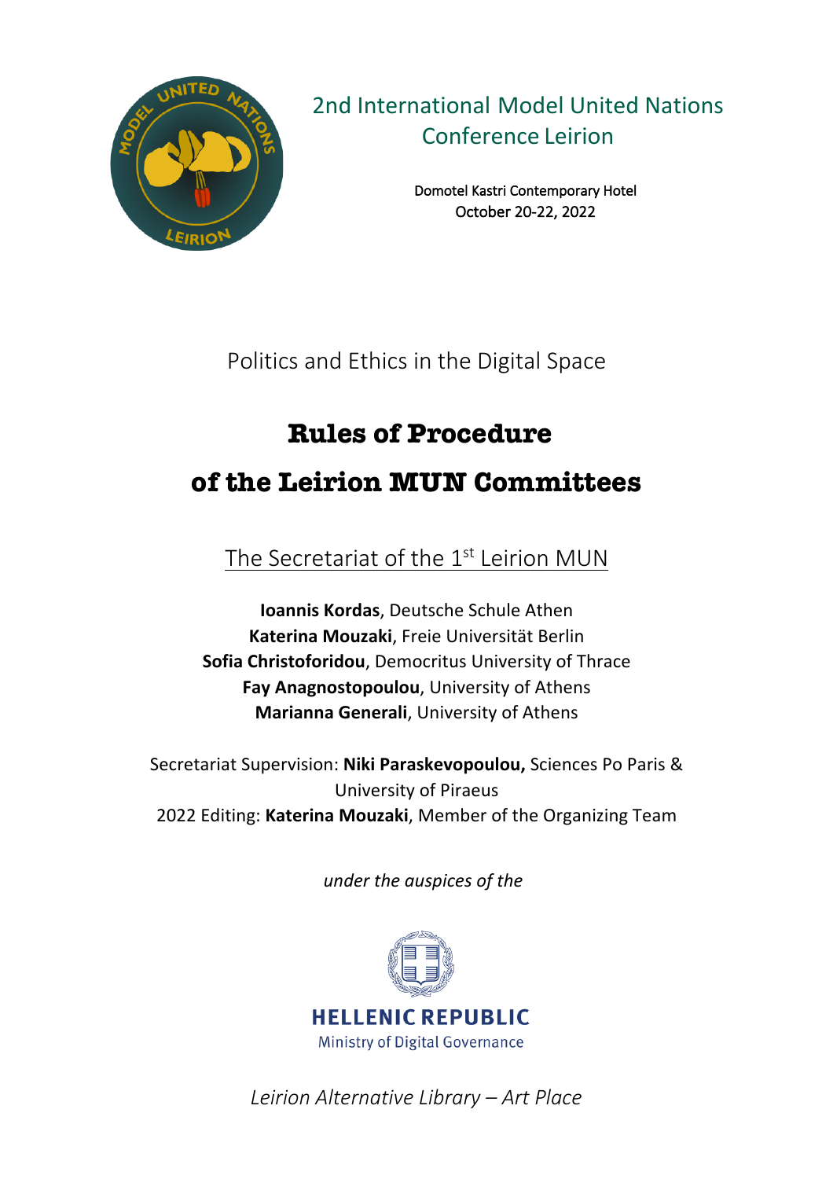## 2nd International Model United Nations Conference Leirion

Domotel Kastri Contemporary Hotel
October 20-22, 2022

Politics and Ethics in the Digital Space

# Rules of Procedure of the Leirion MUN Committees

The Secretariat of the 1st Leirion MUN

**Ioannis Kordas**, Deutsche Schule Athen
**Katerina Mouzaki**, Freie Universität Berlin
**Sofia Christoforidou**, Democritus University of Thrace
**Fay Anagnostopoulou**, University of Athens
**Marianna Generali**, University of Athens

Secretariat Supervision: **Niki Paraskevopoulou,** Sciences Po Paris & University of Piraeus
2022 Editing: **Katerina Mouzaki**, Member of the Organizing Team

*under the auspices of the*

HELLENIC REPUBLIC
Ministry of Digital Governance

*Leirion Alternative Library – Art Place*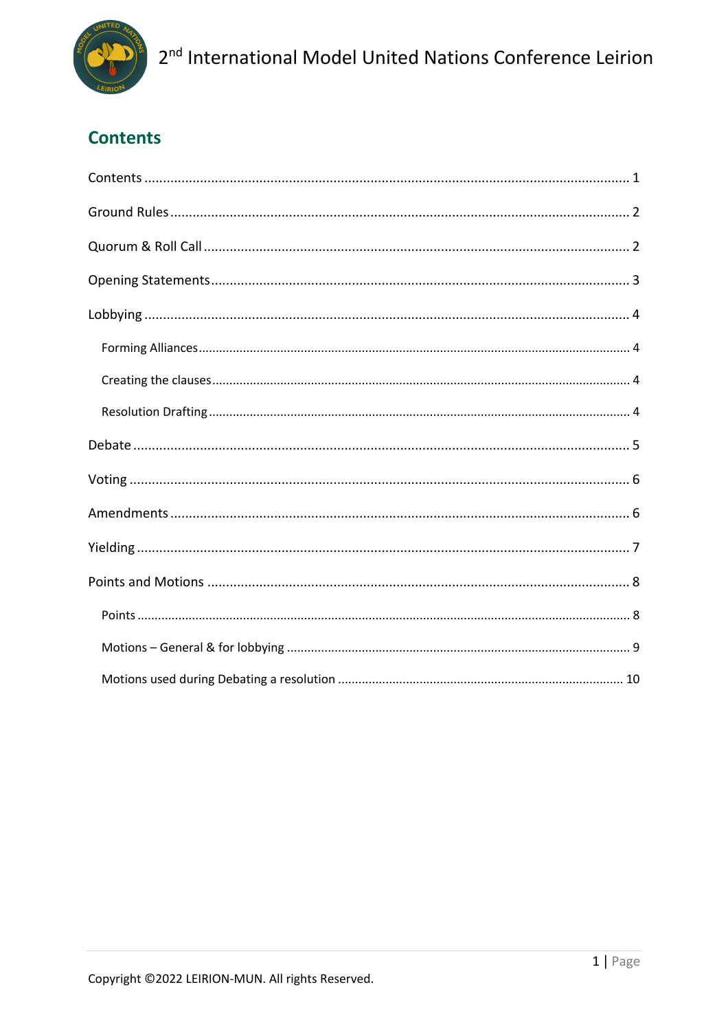## Contents

Contents ........................................................................................................................ 1

Ground Rules ................................................................................................................... 2

Quorum & Roll Call .......................................................................................................... 2

Opening Statements ........................................................................................................ 3

Lobbying .......................................................................................................................... 4

- Forming Alliances ......................................................................................................... 4
- Creating the clauses ...................................................................................................... 4
- Resolution Drafting ....................................................................................................... 4

Debate ............................................................................................................................. 5

Voting .............................................................................................................................. 6

Amendments ................................................................................................................... 6

Yielding ............................................................................................................................ 7

Points and Motions .......................................................................................................... 8

- Points ........................................................................................................................... 8
- Motions – General & for lobbying ................................................................................. 9
- Motions used during Debating a resolution ................................................................ 10

Copyright ©2022 LEIRION-MUN. All rights Reserved.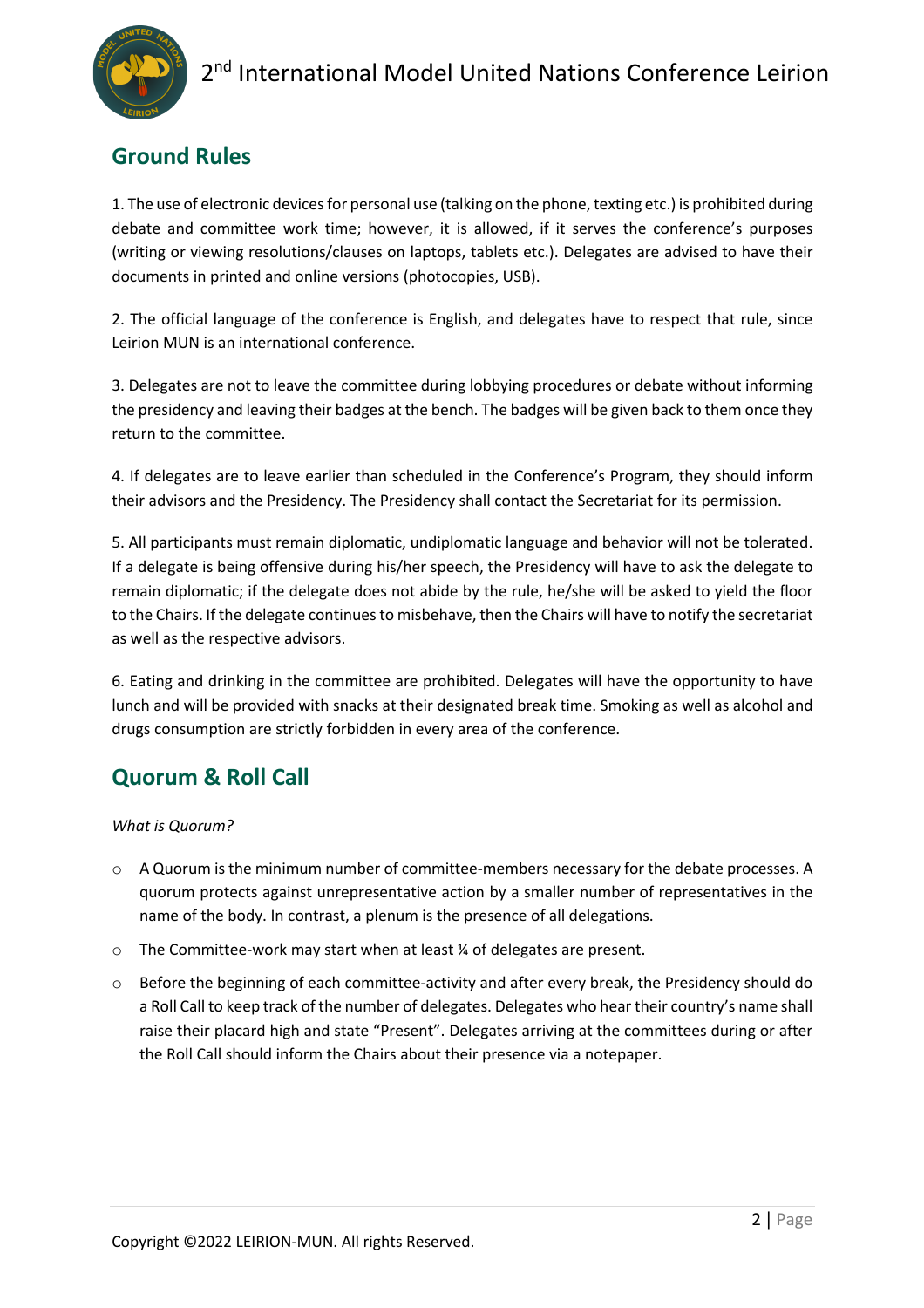## Ground Rules

1. The use of electronic devices for personal use (talking on the phone, texting etc.) is prohibited during debate and committee work time; however, it is allowed, if it serves the conference's purposes (writing or viewing resolutions/clauses on laptops, tablets etc.). Delegates are advised to have their documents in printed and online versions (photocopies, USB).

2. The official language of the conference is English, and delegates have to respect that rule, since Leirion MUN is an international conference.

3. Delegates are not to leave the committee during lobbying procedures or debate without informing the presidency and leaving their badges at the bench. The badges will be given back to them once they return to the committee.

4. If delegates are to leave earlier than scheduled in the Conference's Program, they should inform their advisors and the Presidency. The Presidency shall contact the Secretariat for its permission.

5. All participants must remain diplomatic, undiplomatic language and behavior will not be tolerated. If a delegate is being offensive during his/her speech, the Presidency will have to ask the delegate to remain diplomatic; if the delegate does not abide by the rule, he/she will be asked to yield the floor to the Chairs. If the delegate continues to misbehave, then the Chairs will have to notify the secretariat as well as the respective advisors.

6. Eating and drinking in the committee are prohibited. Delegates will have the opportunity to have lunch and will be provided with snacks at their designated break time. Smoking as well as alcohol and drugs consumption are strictly forbidden in every area of the conference.

## Quorum & Roll Call

*What is Quorum?*

- A Quorum is the minimum number of committee-members necessary for the debate processes. A quorum protects against unrepresentative action by a smaller number of representatives in the name of the body. In contrast, a plenum is the presence of all delegations.
- The Committee-work may start when at least ¼ of delegates are present.
- Before the beginning of each committee-activity and after every break, the Presidency should do a Roll Call to keep track of the number of delegates. Delegates who hear their country's name shall raise their placard high and state "Present". Delegates arriving at the committees during or after the Roll Call should inform the Chairs about their presence via a notepaper.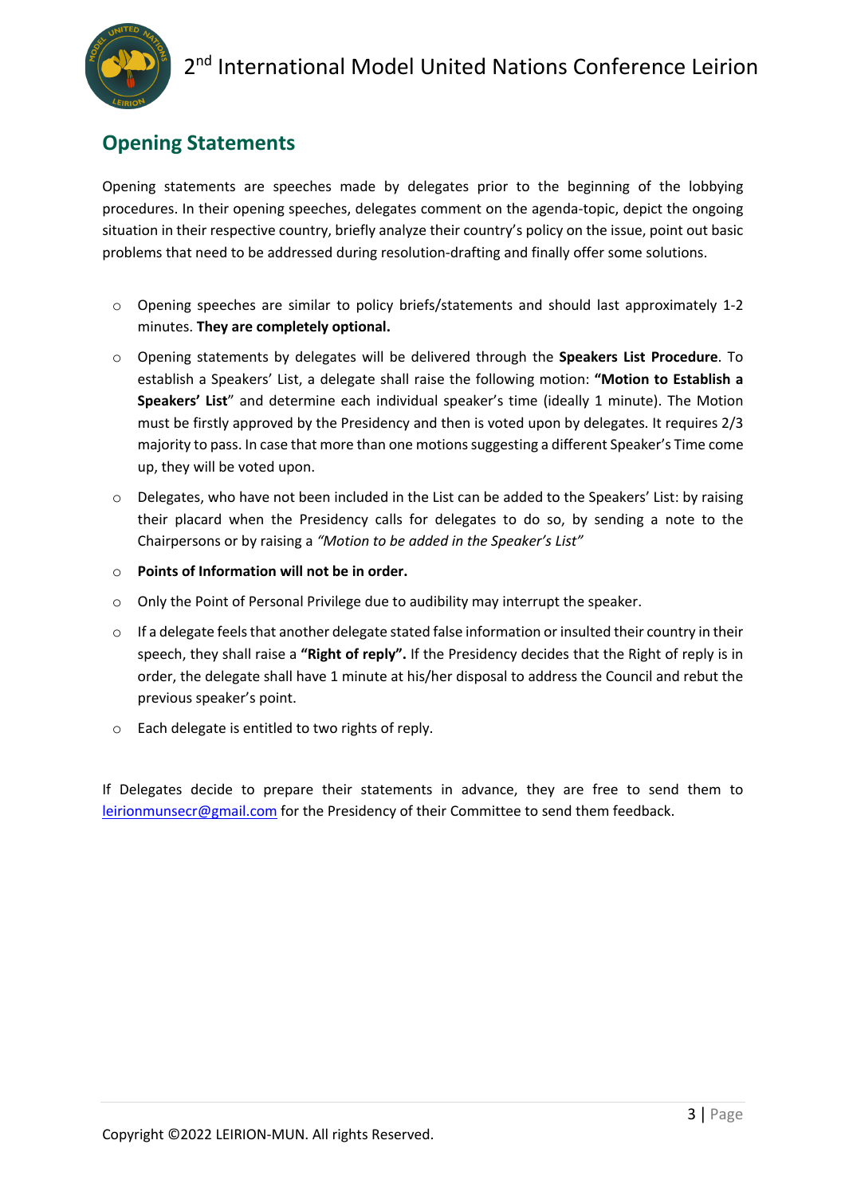## Opening Statements

Opening statements are speeches made by delegates prior to the beginning of the lobbying procedures. In their opening speeches, delegates comment on the agenda-topic, depict the ongoing situation in their respective country, briefly analyze their country's policy on the issue, point out basic problems that need to be addressed during resolution-drafting and finally offer some solutions.

- Opening speeches are similar to policy briefs/statements and should last approximately 1-2 minutes. **They are completely optional.**
- Opening statements by delegates will be delivered through the **Speakers List Procedure**. To establish a Speakers' List, a delegate shall raise the following motion: **"Motion to Establish a Speakers' List"** and determine each individual speaker's time (ideally 1 minute). The Motion must be firstly approved by the Presidency and then is voted upon by delegates. It requires 2/3 majority to pass. In case that more than one motions suggesting a different Speaker's Time come up, they will be voted upon.
- Delegates, who have not been included in the List can be added to the Speakers' List: by raising their placard when the Presidency calls for delegates to do so, by sending a note to the Chairpersons or by raising a *"Motion to be added in the Speaker's List"*
- **Points of Information will not be in order.**
- Only the Point of Personal Privilege due to audibility may interrupt the speaker.
- If a delegate feels that another delegate stated false information or insulted their country in their speech, they shall raise a **"Right of reply".** If the Presidency decides that the Right of reply is in order, the delegate shall have 1 minute at his/her disposal to address the Council and rebut the previous speaker's point.
- Each delegate is entitled to two rights of reply.

If Delegates decide to prepare their statements in advance, they are free to send them to leirionmunsecr@gmail.com for the Presidency of their Committee to send them feedback.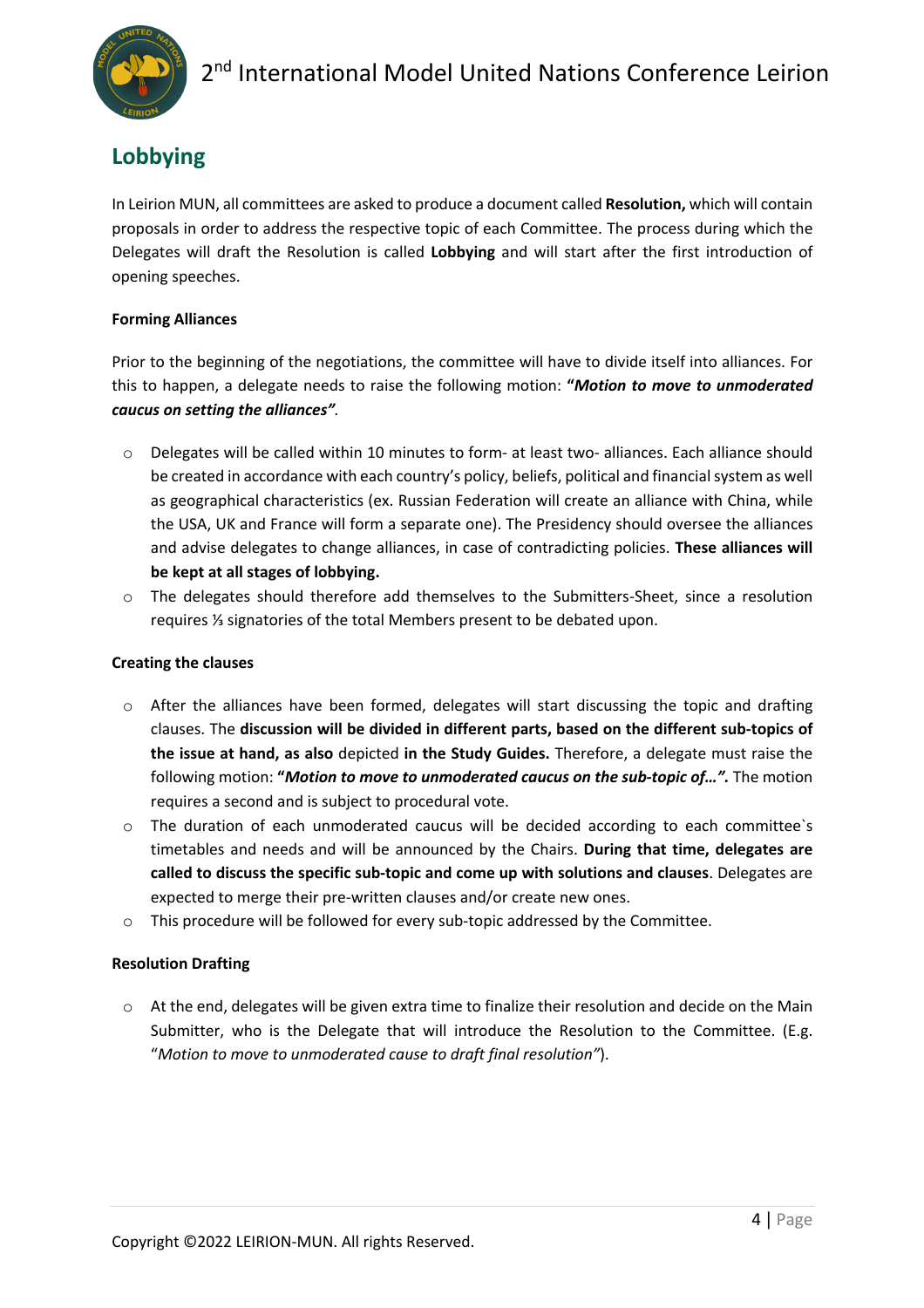## Lobbying

In Leirion MUN, all committees are asked to produce a document called **Resolution,** which will contain proposals in order to address the respective topic of each Committee. The process during which the Delegates will draft the Resolution is called **Lobbying** and will start after the first introduction of opening speeches.

**Forming Alliances**

Prior to the beginning of the negotiations, the committee will have to divide itself into alliances. For this to happen, a delegate needs to raise the following motion: ***"Motion to move to unmoderated caucus on setting the alliances".***

- Delegates will be called within 10 minutes to form- at least two- alliances. Each alliance should be created in accordance with each country's policy, beliefs, political and financial system as well as geographical characteristics (ex. Russian Federation will create an alliance with China, while the USA, UK and France will form a separate one). The Presidency should oversee the alliances and advise delegates to change alliances, in case of contradicting policies. **These alliances will be kept at all stages of lobbying.**
- The delegates should therefore add themselves to the Submitters-Sheet, since a resolution requires ⅓ signatories of the total Members present to be debated upon.

**Creating the clauses**

- After the alliances have been formed, delegates will start discussing the topic and drafting clauses. The **discussion will be divided in different parts, based on the different sub-topics of the issue at hand, as also** depicted **in the Study Guides.** Therefore, a delegate must raise the following motion: ***"Motion to move to unmoderated caucus on the sub-topic of…".*** The motion requires a second and is subject to procedural vote.
- The duration of each unmoderated caucus will be decided according to each committee`s timetables and needs and will be announced by the Chairs. **During that time, delegates are called to discuss the specific sub-topic and come up with solutions and clauses**. Delegates are expected to merge their pre-written clauses and/or create new ones.
- This procedure will be followed for every sub-topic addressed by the Committee.

**Resolution Drafting**

- At the end, delegates will be given extra time to finalize their resolution and decide on the Main Submitter, who is the Delegate that will introduce the Resolution to the Committee. (E.g. "*Motion to move to unmoderated cause to draft final resolution"*).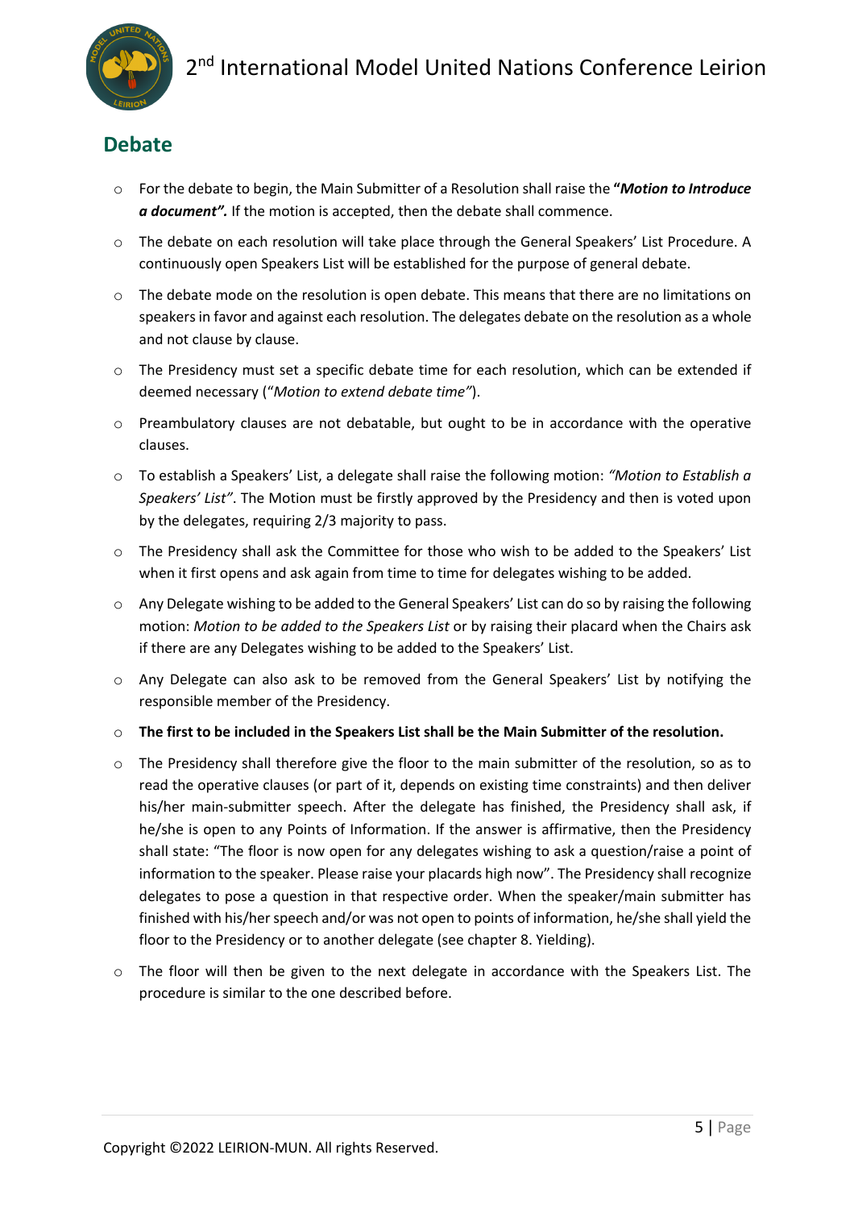## Debate

- For the debate to begin, the Main Submitter of a Resolution shall raise the ***"Motion to Introduce a document".*** If the motion is accepted, then the debate shall commence.
- The debate on each resolution will take place through the General Speakers' List Procedure. A continuously open Speakers List will be established for the purpose of general debate.
- The debate mode on the resolution is open debate. This means that there are no limitations on speakers in favor and against each resolution. The delegates debate on the resolution as a whole and not clause by clause.
- The Presidency must set a specific debate time for each resolution, which can be extended if deemed necessary ("*Motion to extend debate time"*).
- Preambulatory clauses are not debatable, but ought to be in accordance with the operative clauses.
- To establish a Speakers' List, a delegate shall raise the following motion: *"Motion to Establish a Speakers' List"*. The Motion must be firstly approved by the Presidency and then is voted upon by the delegates, requiring 2/3 majority to pass.
- The Presidency shall ask the Committee for those who wish to be added to the Speakers' List when it first opens and ask again from time to time for delegates wishing to be added.
- Any Delegate wishing to be added to the General Speakers' List can do so by raising the following motion: *Motion to be added to the Speakers List* or by raising their placard when the Chairs ask if there are any Delegates wishing to be added to the Speakers' List.
- Any Delegate can also ask to be removed from the General Speakers' List by notifying the responsible member of the Presidency.
- **The first to be included in the Speakers List shall be the Main Submitter of the resolution.**
- The Presidency shall therefore give the floor to the main submitter of the resolution, so as to read the operative clauses (or part of it, depends on existing time constraints) and then deliver his/her main-submitter speech. After the delegate has finished, the Presidency shall ask, if he/she is open to any Points of Information. If the answer is affirmative, then the Presidency shall state: "The floor is now open for any delegates wishing to ask a question/raise a point of information to the speaker. Please raise your placards high now". The Presidency shall recognize delegates to pose a question in that respective order. When the speaker/main submitter has finished with his/her speech and/or was not open to points of information, he/she shall yield the floor to the Presidency or to another delegate (see chapter 8. Yielding).
- The floor will then be given to the next delegate in accordance with the Speakers List. The procedure is similar to the one described before.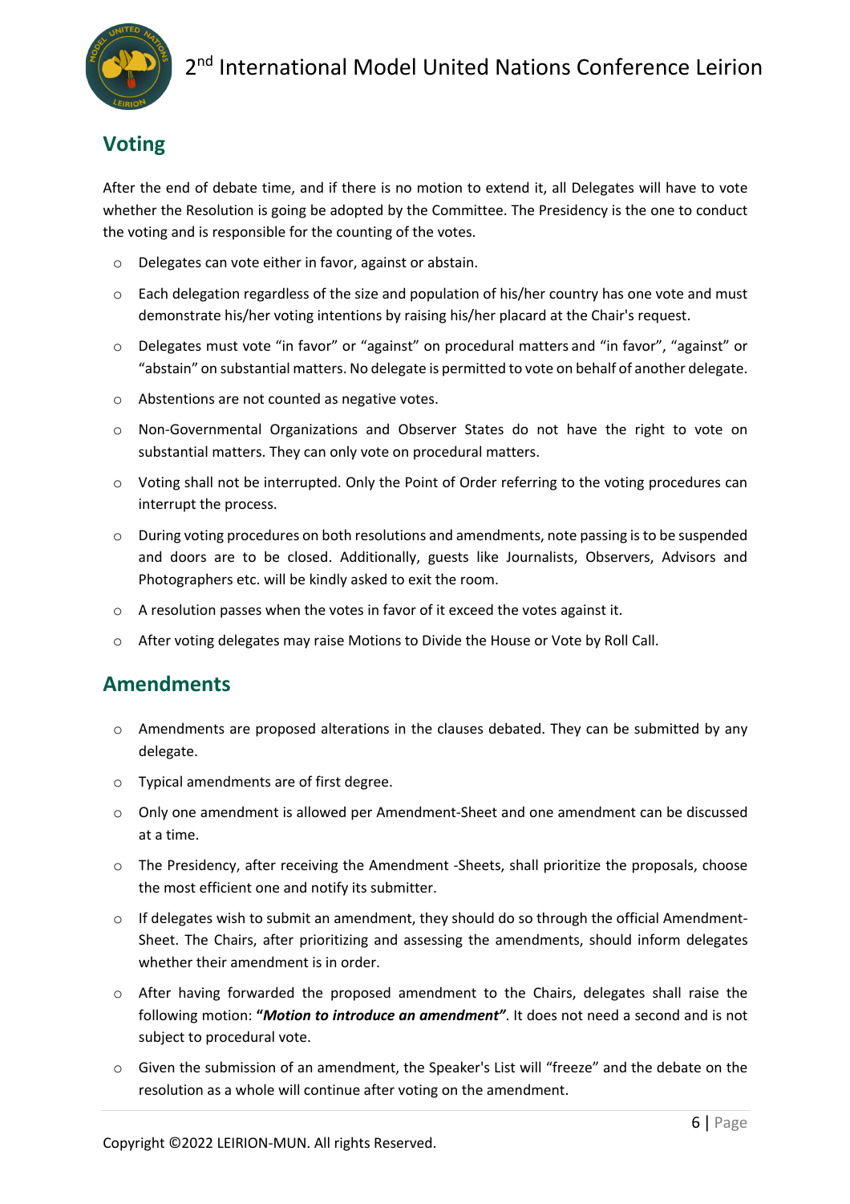## Voting

After the end of debate time, and if there is no motion to extend it, all Delegates will have to vote whether the Resolution is going be adopted by the Committee. The Presidency is the one to conduct the voting and is responsible for the counting of the votes.

- Delegates can vote either in favor, against or abstain.
- Each delegation regardless of the size and population of his/her country has one vote and must demonstrate his/her voting intentions by raising his/her placard at the Chair's request.
- Delegates must vote "in favor" or "against" on procedural matters and "in favor", "against" or "abstain" on substantial matters. No delegate is permitted to vote on behalf of another delegate.
- Abstentions are not counted as negative votes.
- Non-Governmental Organizations and Observer States do not have the right to vote on substantial matters. They can only vote on procedural matters.
- Voting shall not be interrupted. Only the Point of Order referring to the voting procedures can interrupt the process.
- During voting procedures on both resolutions and amendments, note passing is to be suspended and doors are to be closed. Additionally, guests like Journalists, Observers, Advisors and Photographers etc. will be kindly asked to exit the room.
- A resolution passes when the votes in favor of it exceed the votes against it.
- After voting delegates may raise Motions to Divide the House or Vote by Roll Call.

## Amendments

- Amendments are proposed alterations in the clauses debated. They can be submitted by any delegate.
- Typical amendments are of first degree.
- Only one amendment is allowed per Amendment-Sheet and one amendment can be discussed at a time.
- The Presidency, after receiving the Amendment -Sheets, shall prioritize the proposals, choose the most efficient one and notify its submitter.
- If delegates wish to submit an amendment, they should do so through the official Amendment-Sheet. The Chairs, after prioritizing and assessing the amendments, should inform delegates whether their amendment is in order.
- After having forwarded the proposed amendment to the Chairs, delegates shall raise the following motion: ***"Motion to introduce an amendment"***. It does not need a second and is not subject to procedural vote.
- Given the submission of an amendment, the Speaker's List will "freeze" and the debate on the resolution as a whole will continue after voting on the amendment.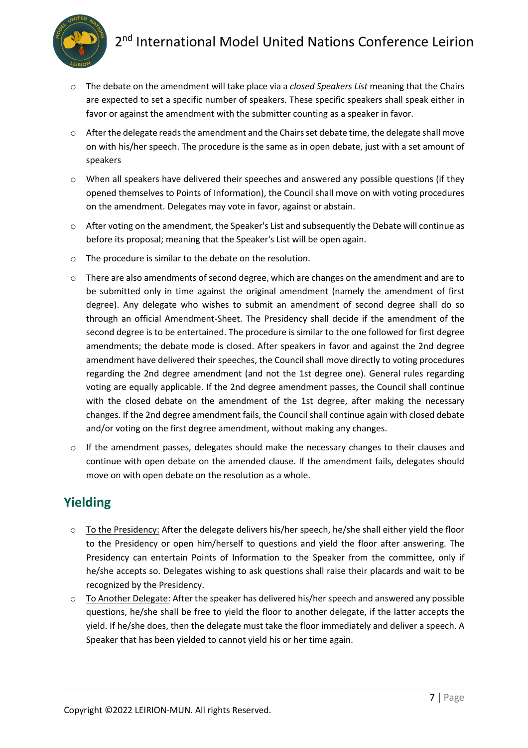- The debate on the amendment will take place via a *closed Speakers List* meaning that the Chairs are expected to set a specific number of speakers. These specific speakers shall speak either in favor or against the amendment with the submitter counting as a speaker in favor.
- After the delegate reads the amendment and the Chairs set debate time, the delegate shall move on with his/her speech. The procedure is the same as in open debate, just with a set amount of speakers
- When all speakers have delivered their speeches and answered any possible questions (if they opened themselves to Points of Information), the Council shall move on with voting procedures on the amendment. Delegates may vote in favor, against or abstain.
- After voting on the amendment, the Speaker's List and subsequently the Debate will continue as before its proposal; meaning that the Speaker's List will be open again.
- The procedure is similar to the debate on the resolution.
- There are also amendments of second degree, which are changes on the amendment and are to be submitted only in time against the original amendment (namely the amendment of first degree). Any delegate who wishes to submit an amendment of second degree shall do so through an official Amendment-Sheet. The Presidency shall decide if the amendment of the second degree is to be entertained. The procedure is similar to the one followed for first degree amendments; the debate mode is closed. After speakers in favor and against the 2nd degree amendment have delivered their speeches, the Council shall move directly to voting procedures regarding the 2nd degree amendment (and not the 1st degree one). General rules regarding voting are equally applicable. If the 2nd degree amendment passes, the Council shall continue with the closed debate on the amendment of the 1st degree, after making the necessary changes. If the 2nd degree amendment fails, the Council shall continue again with closed debate and/or voting on the first degree amendment, without making any changes.
- If the amendment passes, delegates should make the necessary changes to their clauses and continue with open debate on the amended clause. If the amendment fails, delegates should move on with open debate on the resolution as a whole.

## Yielding

- To the Presidency: After the delegate delivers his/her speech, he/she shall either yield the floor to the Presidency or open him/herself to questions and yield the floor after answering. The Presidency can entertain Points of Information to the Speaker from the committee, only if he/she accepts so. Delegates wishing to ask questions shall raise their placards and wait to be recognized by the Presidency.
- To Another Delegate: After the speaker has delivered his/her speech and answered any possible questions, he/she shall be free to yield the floor to another delegate, if the latter accepts the yield. If he/she does, then the delegate must take the floor immediately and deliver a speech. A Speaker that has been yielded to cannot yield his or her time again.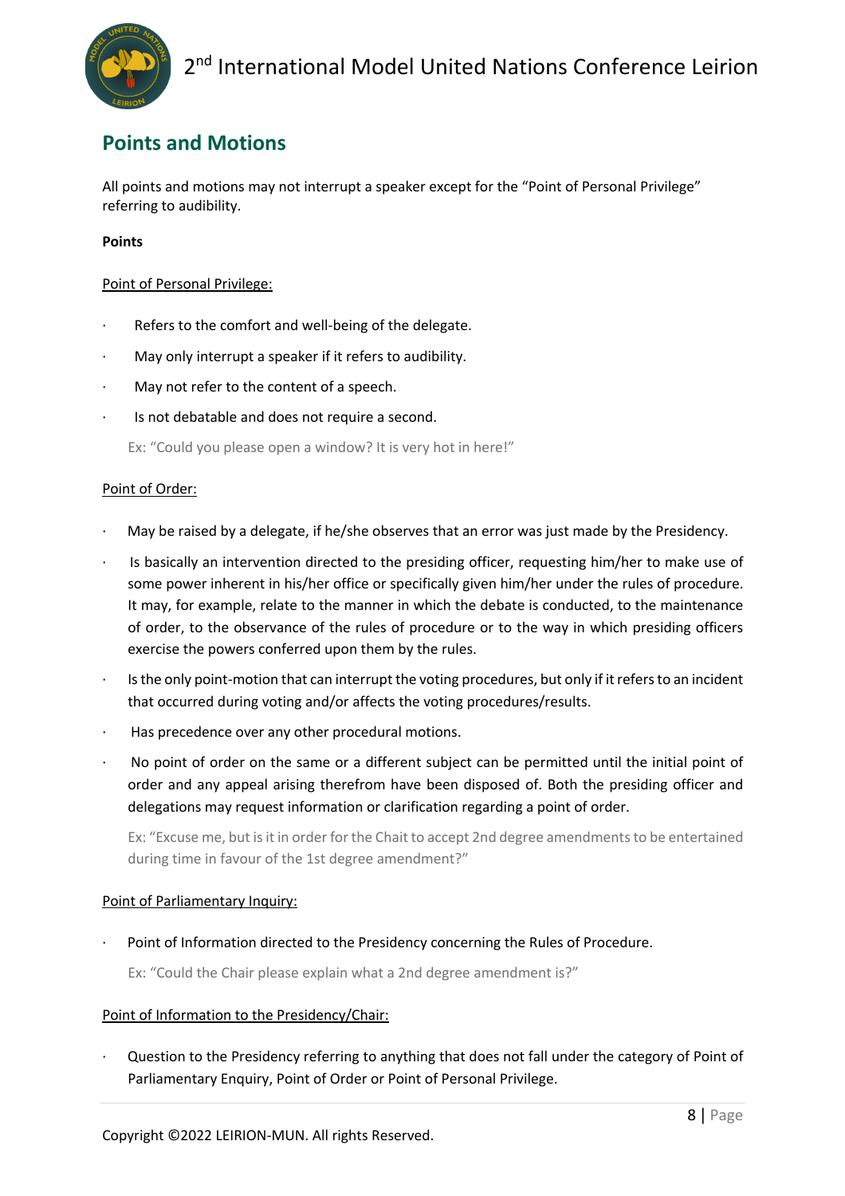## Points and Motions

All points and motions may not interrupt a speaker except for the "Point of Personal Privilege" referring to audibility.

**Points**

Point of Personal Privilege:

- Refers to the comfort and well-being of the delegate.
- May only interrupt a speaker if it refers to audibility.
- May not refer to the content of a speech.
- Is not debatable and does not require a second.

  Ex: "Could you please open a window? It is very hot in here!"

Point of Order:

- May be raised by a delegate, if he/she observes that an error was just made by the Presidency.
- Is basically an intervention directed to the presiding officer, requesting him/her to make use of some power inherent in his/her office or specifically given him/her under the rules of procedure. It may, for example, relate to the manner in which the debate is conducted, to the maintenance of order, to the observance of the rules of procedure or to the way in which presiding officers exercise the powers conferred upon them by the rules.
- Is the only point-motion that can interrupt the voting procedures, but only if it refers to an incident that occurred during voting and/or affects the voting procedures/results.
- Has precedence over any other procedural motions.
- No point of order on the same or a different subject can be permitted until the initial point of order and any appeal arising therefrom have been disposed of. Both the presiding officer and delegations may request information or clarification regarding a point of order.

  Ex: "Excuse me, but is it in order for the Chait to accept 2nd degree amendments to be entertained during time in favour of the 1st degree amendment?"

Point of Parliamentary Inquiry:

- Point of Information directed to the Presidency concerning the Rules of Procedure.

  Ex: "Could the Chair please explain what a 2nd degree amendment is?"

Point of Information to the Presidency/Chair:

- Question to the Presidency referring to anything that does not fall under the category of Point of Parliamentary Enquiry, Point of Order or Point of Personal Privilege.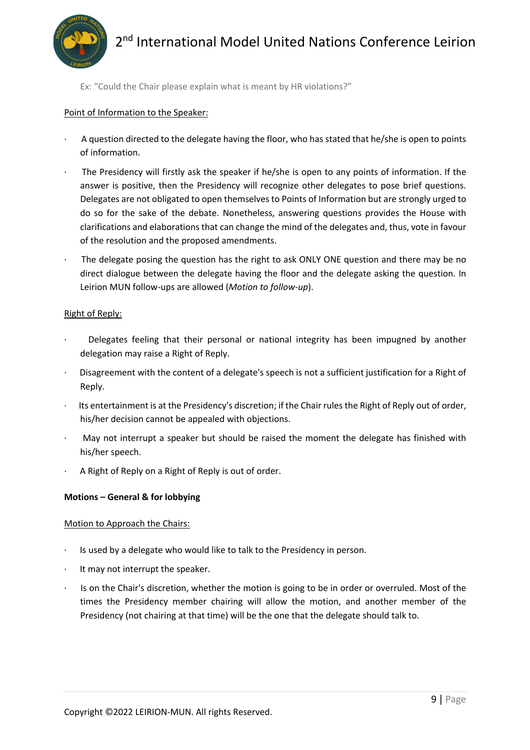Ex: "Could the Chair please explain what is meant by HR violations?"

Point of Information to the Speaker:

- A question directed to the delegate having the floor, who has stated that he/she is open to points of information.
- The Presidency will firstly ask the speaker if he/she is open to any points of information. If the answer is positive, then the Presidency will recognize other delegates to pose brief questions. Delegates are not obligated to open themselves to Points of Information but are strongly urged to do so for the sake of the debate. Nonetheless, answering questions provides the House with clarifications and elaborations that can change the mind of the delegates and, thus, vote in favour of the resolution and the proposed amendments.
- The delegate posing the question has the right to ask ONLY ONE question and there may be no direct dialogue between the delegate having the floor and the delegate asking the question. In Leirion MUN follow-ups are allowed (*Motion to follow-up*).

Right of Reply:

- Delegates feeling that their personal or national integrity has been impugned by another delegation may raise a Right of Reply.
- Disagreement with the content of a delegate's speech is not a sufficient justification for a Right of Reply.
- Its entertainment is at the Presidency's discretion; if the Chair rules the Right of Reply out of order, his/her decision cannot be appealed with objections.
- May not interrupt a speaker but should be raised the moment the delegate has finished with his/her speech.
- A Right of Reply on a Right of Reply is out of order.

**Motions – General & for lobbying**

Motion to Approach the Chairs:

- Is used by a delegate who would like to talk to the Presidency in person.
- It may not interrupt the speaker.
- Is on the Chair's discretion, whether the motion is going to be in order or overruled. Most of the times the Presidency member chairing will allow the motion, and another member of the Presidency (not chairing at that time) will be the one that the delegate should talk to.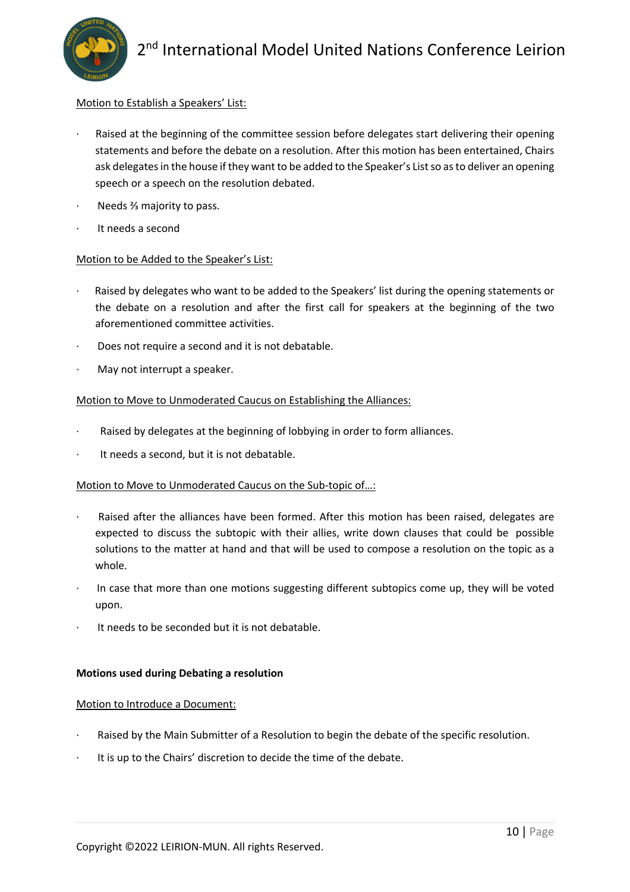Motion to Establish a Speakers' List:

- Raised at the beginning of the committee session before delegates start delivering their opening statements and before the debate on a resolution. After this motion has been entertained, Chairs ask delegates in the house if they want to be added to the Speaker's List so as to deliver an opening speech or a speech on the resolution debated.
- Needs ⅔ majority to pass.
- It needs a second

Motion to be Added to the Speaker's List:

- Raised by delegates who want to be added to the Speakers' list during the opening statements or the debate on a resolution and after the first call for speakers at the beginning of the two aforementioned committee activities.
- Does not require a second and it is not debatable.
- May not interrupt a speaker.

Motion to Move to Unmoderated Caucus on Establishing the Alliances:

- Raised by delegates at the beginning of lobbying in order to form alliances.
- It needs a second, but it is not debatable.

Motion to Move to Unmoderated Caucus on the Sub-topic of...:

- Raised after the alliances have been formed. After this motion has been raised, delegates are expected to discuss the subtopic with their allies, write down clauses that could be possible solutions to the matter at hand and that will be used to compose a resolution on the topic as a whole.
- In case that more than one motions suggesting different subtopics come up, they will be voted upon.
- It needs to be seconded but it is not debatable.

**Motions used during Debating a resolution**

Motion to Introduce a Document:

- Raised by the Main Submitter of a Resolution to begin the debate of the specific resolution.
- It is up to the Chairs' discretion to decide the time of the debate.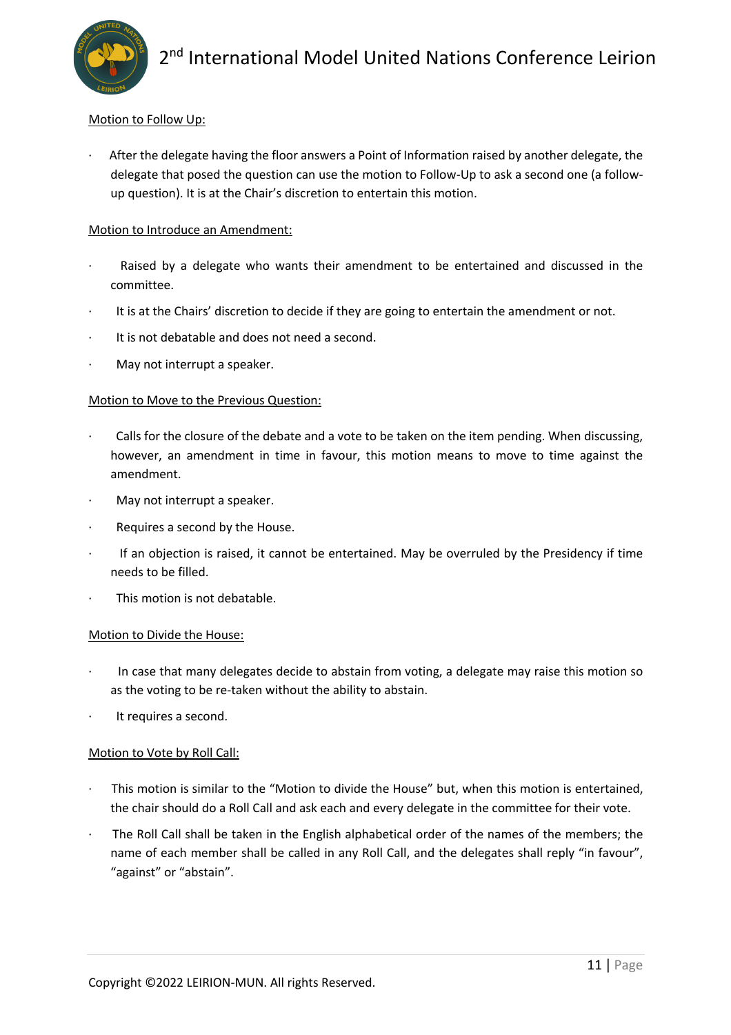Motion to Follow Up:

- After the delegate having the floor answers a Point of Information raised by another delegate, the delegate that posed the question can use the motion to Follow-Up to ask a second one (a follow-up question). It is at the Chair's discretion to entertain this motion.

Motion to Introduce an Amendment:

- Raised by a delegate who wants their amendment to be entertained and discussed in the committee.
- It is at the Chairs' discretion to decide if they are going to entertain the amendment or not.
- It is not debatable and does not need a second.
- May not interrupt a speaker.

Motion to Move to the Previous Question:

- Calls for the closure of the debate and a vote to be taken on the item pending. When discussing, however, an amendment in time in favour, this motion means to move to time against the amendment.
- May not interrupt a speaker.
- Requires a second by the House.
- If an objection is raised, it cannot be entertained. May be overruled by the Presidency if time needs to be filled.
- This motion is not debatable.

Motion to Divide the House:

- In case that many delegates decide to abstain from voting, a delegate may raise this motion so as the voting to be re-taken without the ability to abstain.
- It requires a second.

Motion to Vote by Roll Call:

- This motion is similar to the "Motion to divide the House" but, when this motion is entertained, the chair should do a Roll Call and ask each and every delegate in the committee for their vote.
- The Roll Call shall be taken in the English alphabetical order of the names of the members; the name of each member shall be called in any Roll Call, and the delegates shall reply "in favour", "against" or "abstain".

Copyright ©2022 LEIRION-MUN. All rights Reserved.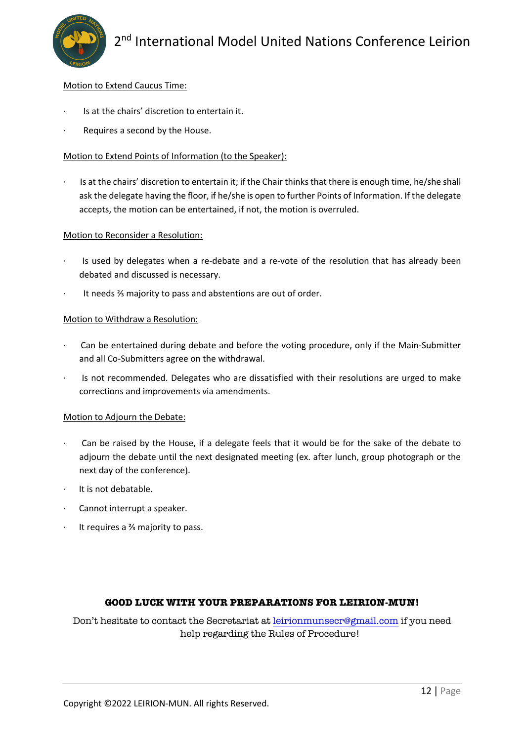Motion to Extend Caucus Time:

- Is at the chairs' discretion to entertain it.
- Requires a second by the House.

Motion to Extend Points of Information (to the Speaker):

- Is at the chairs' discretion to entertain it; if the Chair thinks that there is enough time, he/she shall ask the delegate having the floor, if he/she is open to further Points of Information. If the delegate accepts, the motion can be entertained, if not, the motion is overruled.

Motion to Reconsider a Resolution:

- Is used by delegates when a re-debate and a re-vote of the resolution that has already been debated and discussed is necessary.
- It needs ⅔ majority to pass and abstentions are out of order.

Motion to Withdraw a Resolution:

- Can be entertained during debate and before the voting procedure, only if the Main-Submitter and all Co-Submitters agree on the withdrawal.
- Is not recommended. Delegates who are dissatisfied with their resolutions are urged to make corrections and improvements via amendments.

Motion to Adjourn the Debate:

- Can be raised by the House, if a delegate feels that it would be for the sake of the debate to adjourn the debate until the next designated meeting (ex. after lunch, group photograph or the next day of the conference).
- It is not debatable.
- Cannot interrupt a speaker.
- It requires a ⅔ majority to pass.

**GOOD LUCK WITH YOUR PREPARATIONS FOR LEIRION-MUN!**

Don't hesitate to contact the Secretariat at leirionmunsecr@gmail.com if you need help regarding the Rules of Procedure!

Copyright ©2022 LEIRION-MUN. All rights Reserved.